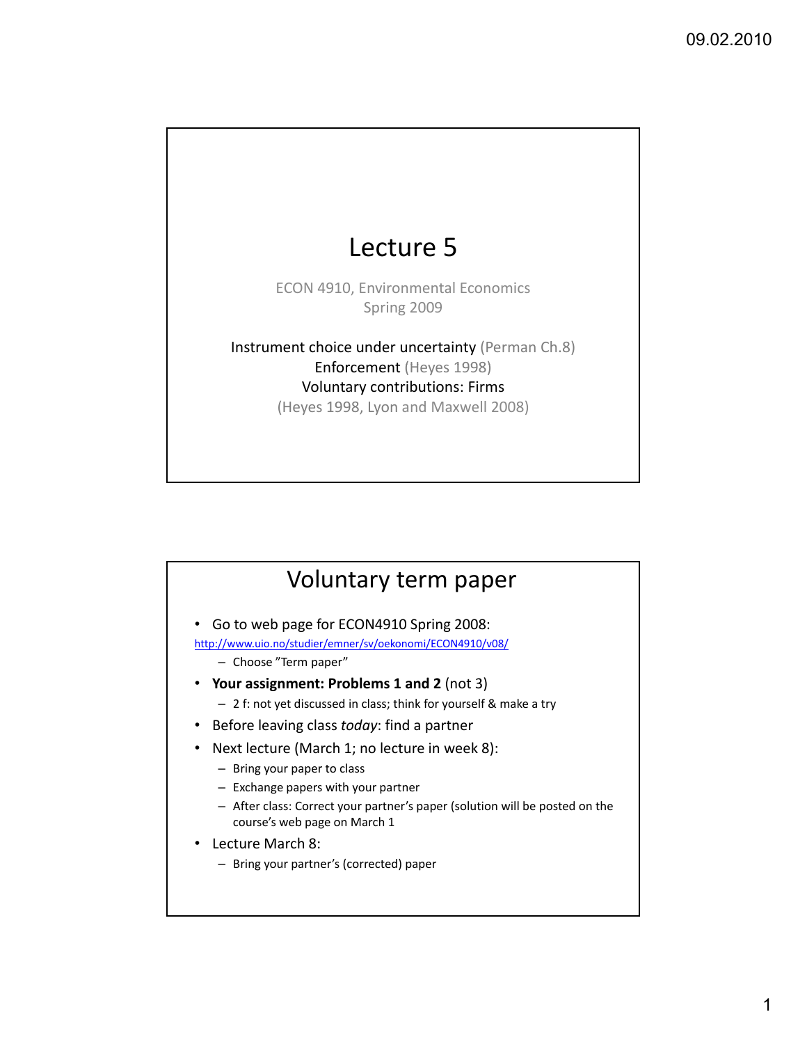# Lecture 5

ECON 4910, Environmental Economics
Spring 2009

Instrument choice under uncertainty (Perman Ch.8)
Enforcement (Heyes 1998)
Voluntary contributions: Firms
(Heyes 1998, Lyon and Maxwell 2008)

## Voluntary term paper

- Go to web page for ECON4910 Spring 2008:

http://www.uio.no/studier/emner/sv/oekonomi/ECON4910/v08/
  - Choose "Term paper"
- **Your assignment: Problems 1 and 2** (not 3)
  - 2 f: not yet discussed in class; think for yourself & make a try
- Before leaving class *today*: find a partner
- Next lecture (March 1; no lecture in week 8):
  - Bring your paper to class
  - Exchange papers with your partner
  - After class: Correct your partner's paper (solution will be posted on the course's web page on March 1
- Lecture March 8:
  - Bring your partner's (corrected) paper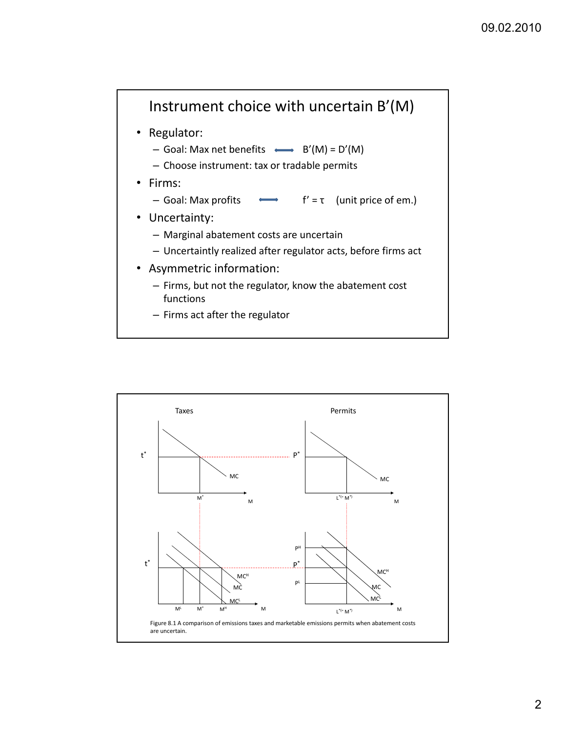# Instrument choice with uncertain $B'(M)$

- Regulator:
  - Goal: Max net benefits ⟷ $B'(M) = D'(M)$
  - Choose instrument: tax or tradable permits
- Firms:
  - Goal: Max profits ⟷ $f' = \tau$ (unit price of em.)
- Uncertainty:
  - Marginal abatement costs are uncertain
  - Uncertaintly realized after regulator acts, before firms act
- Asymmetric information:
  - Firms, but not the regulator, know the abatement cost functions
  - Firms act after the regulator

Figure 8.1 A comparison of emissions taxes and marketable emissions permits when abatement costs are uncertain.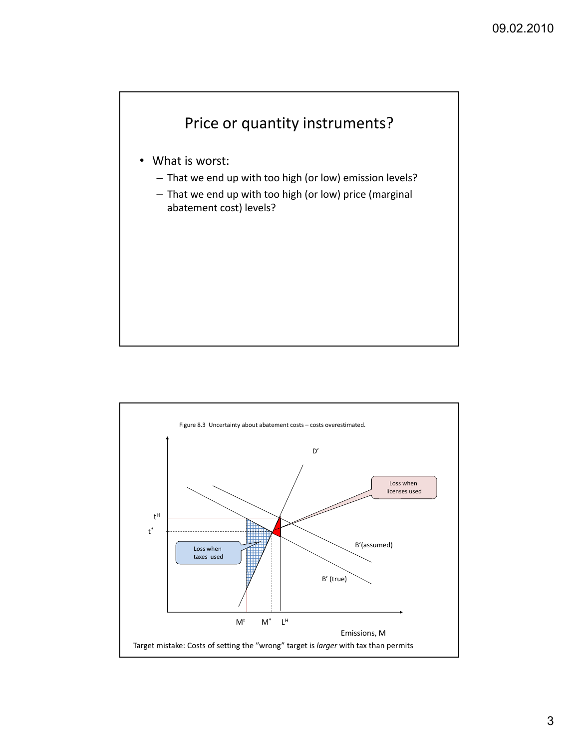## Price or quantity instruments?

- What is worst:
  - That we end up with too high (or low) emission levels?
  - That we end up with too high (or low) price (marginal abatement cost) levels?

Figure 8.3 Uncertainty about abatement costs – costs overestimated.

D'

Loss when licenses used

$t^H$

$t^*$

Loss when taxes used

B'(assumed)

B' (true)

$M^t$ $M^*$ $L^H$

Emissions, M

Target mistake: Costs of setting the "wrong" target is *larger* with tax than permits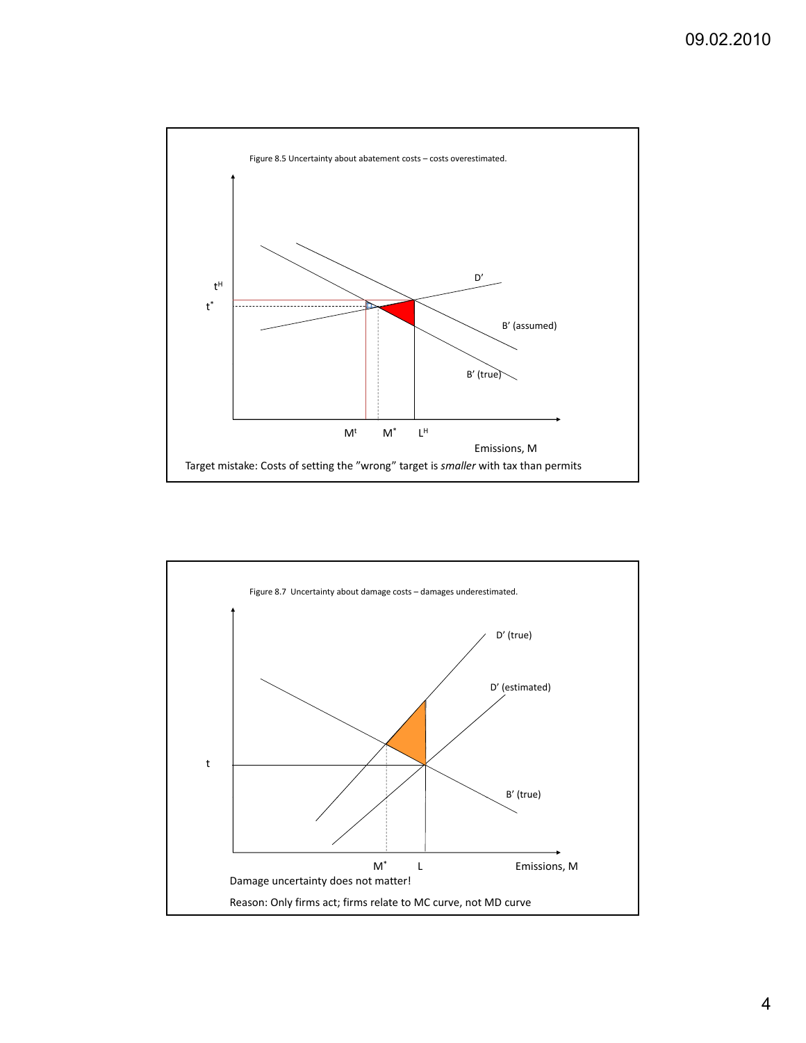Figure 8.5 Uncertainty about abatement costs – costs overestimated.

$t^H$

$t^*$

D'

B' (assumed)

B' (true)

$M^t$ $M^*$ $L^H$

Emissions, M

Target mistake: Costs of setting the "wrong" target is *smaller* with tax than permits

Figure 8.7 Uncertainty about damage costs – damages underestimated.

D' (true)

D' (estimated)

t

B' (true)

$M^*$ L

Emissions, M

Damage uncertainty does not matter!

Reason: Only firms act; firms relate to MC curve, not MD curve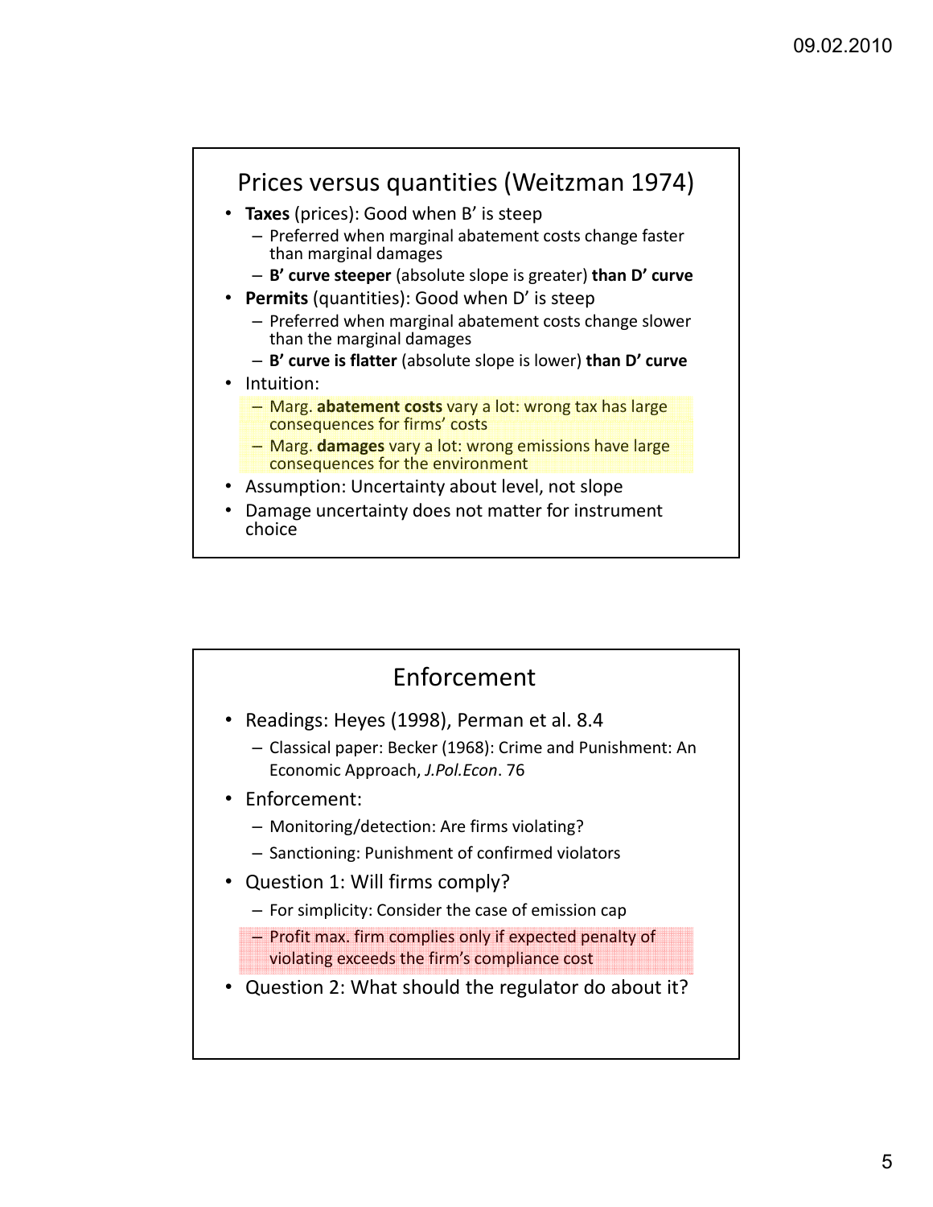## Prices versus quantities (Weitzman 1974)

- **Taxes** (prices): Good when B' is steep
  - Preferred when marginal abatement costs change faster than marginal damages
  - **B' curve steeper** (absolute slope is greater) **than D' curve**
- **Permits** (quantities): Good when D' is steep
  - Preferred when marginal abatement costs change slower than the marginal damages
  - **B' curve is flatter** (absolute slope is lower) **than D' curve**
- Intuition:
  - Marg. **abatement costs** vary a lot: wrong tax has large consequences for firms' costs
  - Marg. **damages** vary a lot: wrong emissions have large consequences for the environment
- Assumption: Uncertainty about level, not slope
- Damage uncertainty does not matter for instrument choice

## Enforcement

- Readings: Heyes (1998), Perman et al. 8.4
  - Classical paper: Becker (1968): Crime and Punishment: An Economic Approach, *J.Pol.Econ*. 76
- Enforcement:
  - Monitoring/detection: Are firms violating?
  - Sanctioning: Punishment of confirmed violators
- Question 1: Will firms comply?
  - For simplicity: Consider the case of emission cap
  - Profit max. firm complies only if expected penalty of violating exceeds the firm's compliance cost
- Question 2: What should the regulator do about it?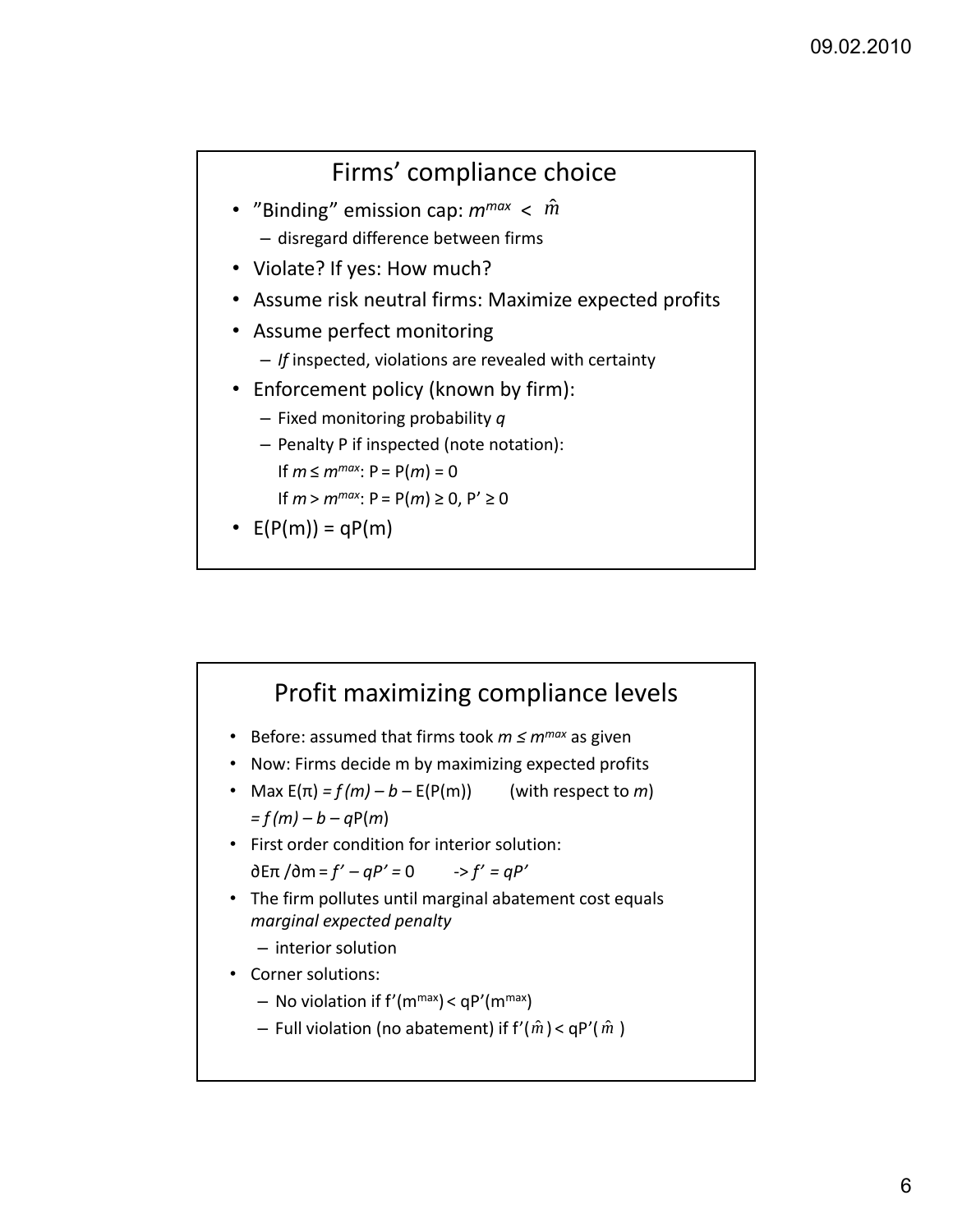## Firms' compliance choice

- "Binding" emission cap: $m^{max} < \hat{m}$
  - disregard difference between firms
- Violate? If yes: How much?
- Assume risk neutral firms: Maximize expected profits
- Assume perfect monitoring
  - *If* inspected, violations are revealed with certainty
- Enforcement policy (known by firm):
  - Fixed monitoring probability $q$
  - Penalty P if inspected (note notation):
    If $m \leq m^{max}$: $P = P(m) = 0$
    If $m > m^{max}$: $P = P(m) \geq 0$, $P' \geq 0$
- $E(P(m)) = qP(m)$

## Profit maximizing compliance levels

- Before: assumed that firms took $m \leq m^{max}$ as given
- Now: Firms decide m by maximizing expected profits
- Max $E(\pi) = f(m) - b - E(P(m))$ (with respect to $m$)
  $= f(m) - b - qP(m)$
- First order condition for interior solution:
  $\partial E\pi / \partial m = f' - qP' = 0 \quad \rightarrow f' = qP'$
- The firm pollutes until marginal abatement cost equals *marginal expected penalty*
  - interior solution
- Corner solutions:
  - No violation if $f'(m^{max}) < qP'(m^{max})$
  - Full violation (no abatement) if $f'(\hat{m}) < qP'(\hat{m})$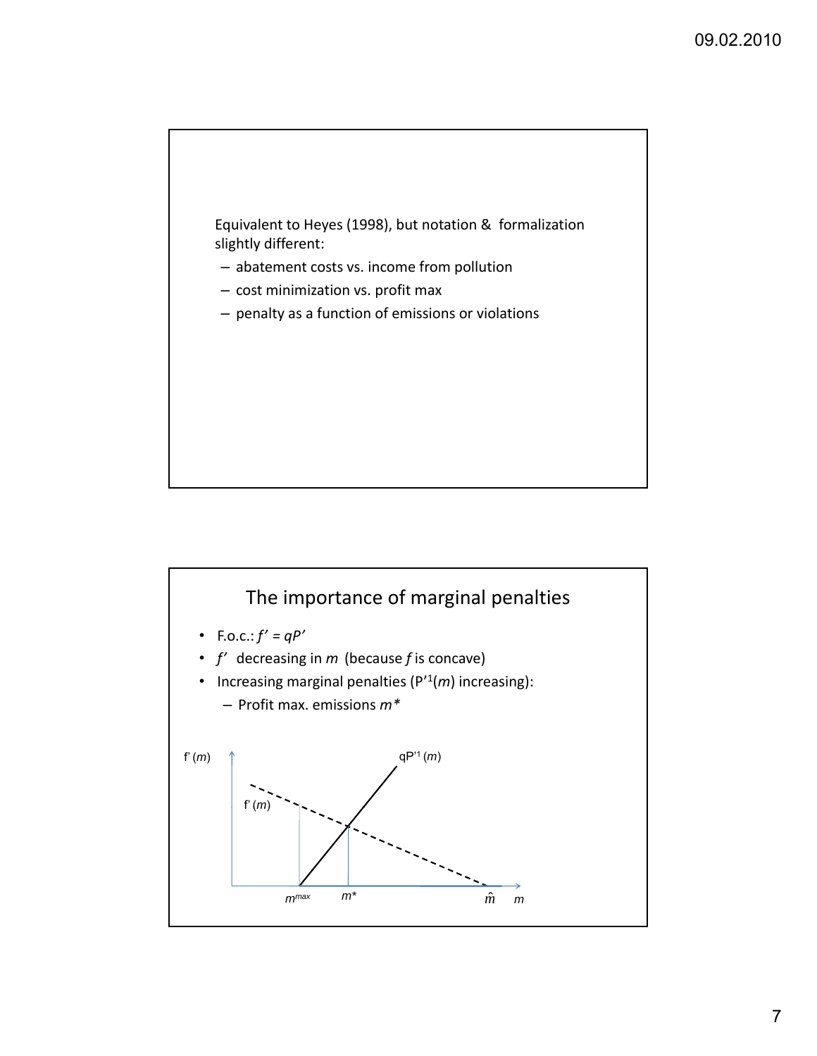Equivalent to Heyes (1998), but notation & formalization slightly different:

- abatement costs vs. income from pollution
- cost minimization vs. profit max
- penalty as a function of emissions or violations

## The importance of marginal penalties

- F.o.c.: $f' = qP'$
- $f'$ decreasing in $m$ (because $f$ is concave)
- Increasing marginal penalties ($P'^{1}(m)$ increasing):
  - Profit max. emissions $m^*$

f' ($m$)

qP'[1] ($m$)

f' ($m$)

$m^{max}$ $m^*$ $\hat{m}$ $m$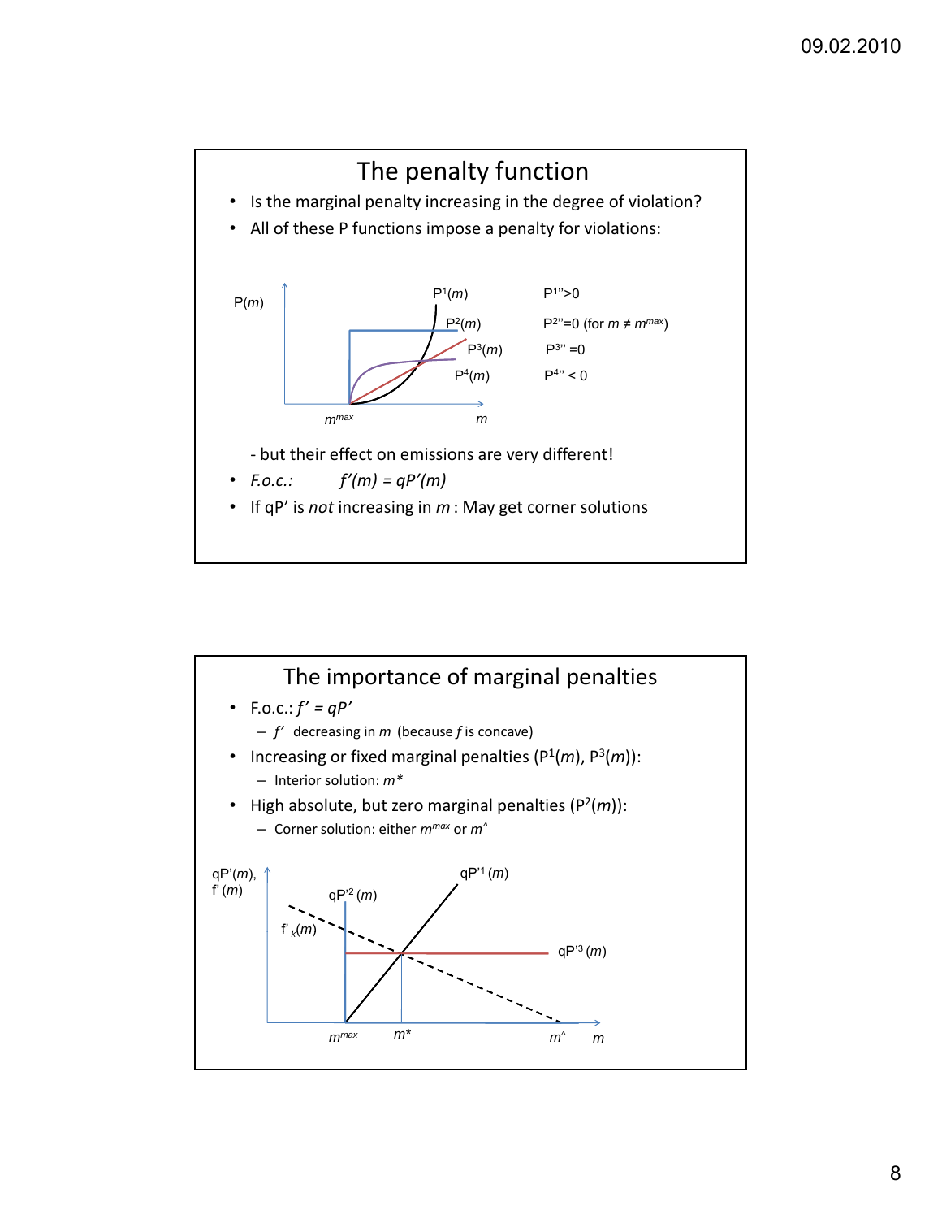## The penalty function

- Is the marginal penalty increasing in the degree of violation?
- All of these P functions impose a penalty for violations:

| | |
|---|---|
| $P^1(m)$ | $P^{1''}>0$ |
| $P^2(m)$ | $P^{2''}=0$ (for $m \neq m^{max}$) |
| $P^3(m)$ | $P^{3''}=0$ |
| $P^4(m)$ | $P^{4''}<0$ |

- but their effect on emissions are very different!

- *F.o.c.:* $f'(m) = qP'(m)$
- If qP' is *not* increasing in $m$ : May get corner solutions

## The importance of marginal penalties

- F.o.c.: $f' = qP'$
  - $f'$ decreasing in $m$ (because $f$ is concave)
- Increasing or fixed marginal penalties ($P^1(m)$, $P^3(m)$):
  - Interior solution: $m^*$
- High absolute, but zero marginal penalties ($P^2(m)$):
  - Corner solution: either $m^{max}$ or $m^{\wedge}$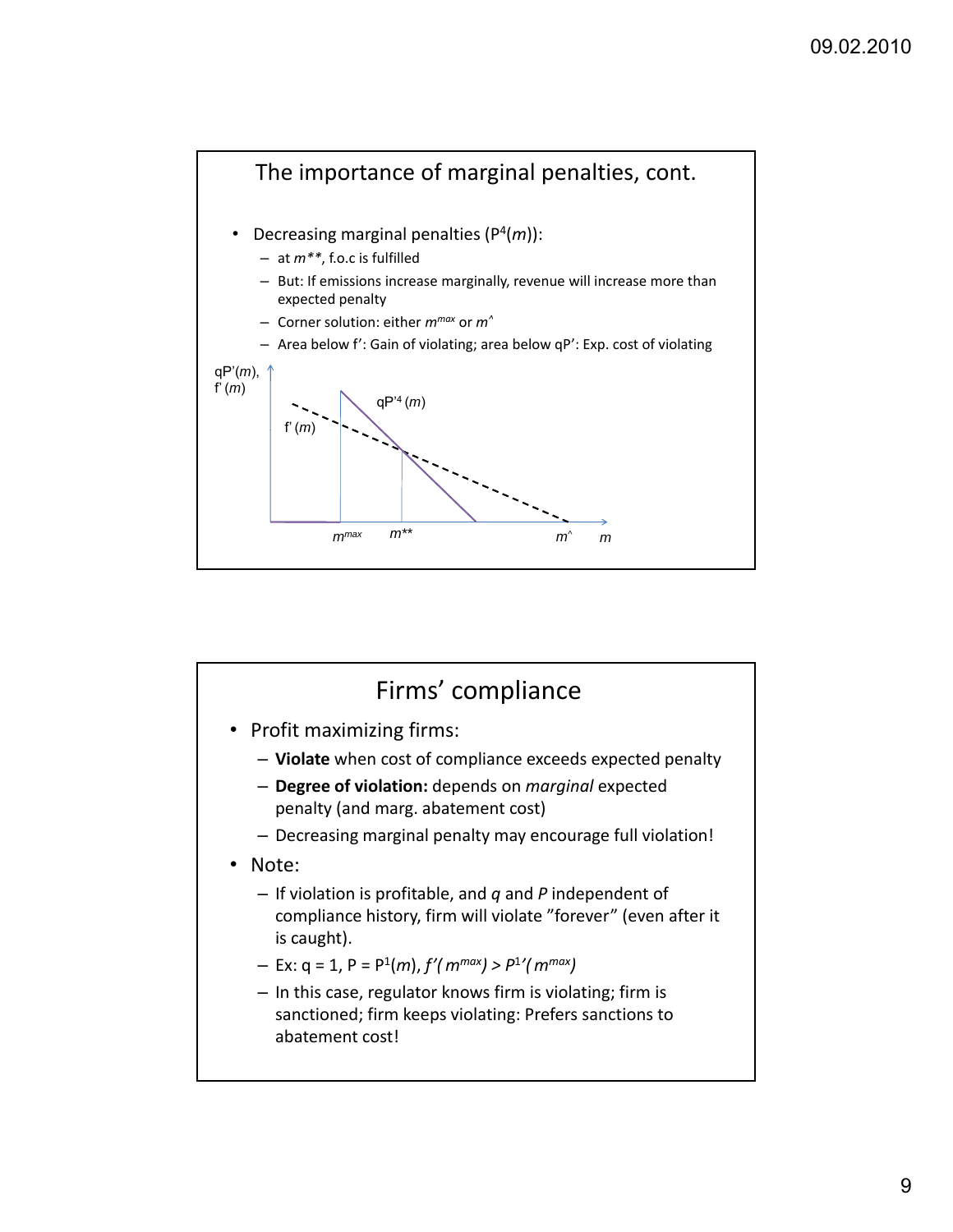## The importance of marginal penalties, cont.

- Decreasing marginal penalties ($P^4(m)$):
  - at $m^{**}$, f.o.c is fulfilled
  - But: If emissions increase marginally, revenue will increase more than expected penalty
  - Corner solution: either $m^{max}$ or $m^{\wedge}$
  - Area below f': Gain of violating; area below qP': Exp. cost of violating

## Firms' compliance

- Profit maximizing firms:
  - **Violate** when cost of compliance exceeds expected penalty
  - **Degree of violation:** depends on *marginal* expected penalty (and marg. abatement cost)
  - Decreasing marginal penalty may encourage full violation!
- Note:
  - If violation is profitable, and $q$ and $P$ independent of compliance history, firm will violate "forever" (even after it is caught).
  - Ex: $q = 1$, $P = P^1(m)$, $f'(m^{max}) > P^{1\prime}(m^{max})$
  - In this case, regulator knows firm is violating; firm is sanctioned; firm keeps violating: Prefers sanctions to abatement cost!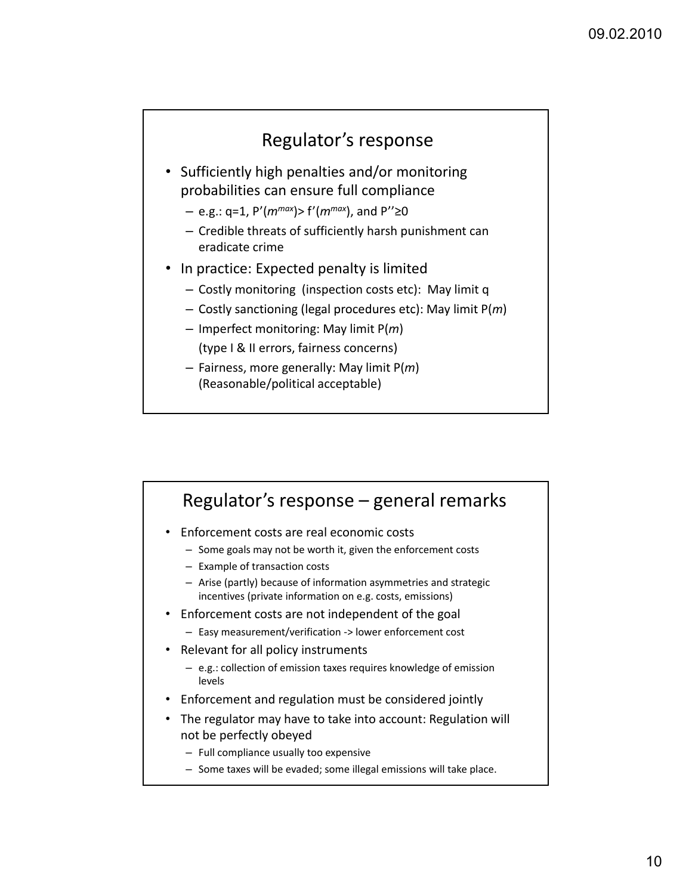## Regulator's response

- Sufficiently high penalties and/or monitoring probabilities can ensure full compliance
  - e.g.: $q=1$, $P'(m^{max}) > f'(m^{max})$, and $P'' \geq 0$
  - Credible threats of sufficiently harsh punishment can eradicate crime
- In practice: Expected penalty is limited
  - Costly monitoring (inspection costs etc): May limit q
  - Costly sanctioning (legal procedures etc): May limit P(*m*)
  - Imperfect monitoring: May limit P(*m*)
    (type I & II errors, fairness concerns)
  - Fairness, more generally: May limit P(*m*)
    (Reasonable/political acceptable)

## Regulator's response – general remarks

- Enforcement costs are real economic costs
  - Some goals may not be worth it, given the enforcement costs
  - Example of transaction costs
  - Arise (partly) because of information asymmetries and strategic incentives (private information on e.g. costs, emissions)
- Enforcement costs are not independent of the goal
  - Easy measurement/verification -> lower enforcement cost
- Relevant for all policy instruments
  - e.g.: collection of emission taxes requires knowledge of emission levels
- Enforcement and regulation must be considered jointly
- The regulator may have to take into account: Regulation will not be perfectly obeyed
  - Full compliance usually too expensive
  - Some taxes will be evaded; some illegal emissions will take place.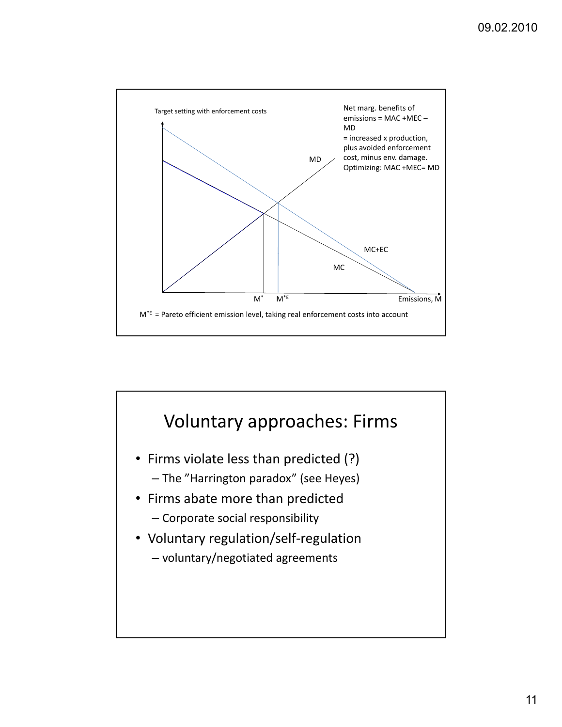Target setting with enforcement costs

Net marg. benefits of emissions = MAC +MEC – MD
= increased x production, plus avoided enforcement cost, minus env. damage.
Optimizing: MAC +MEC= MD

MD

MC+EC

MC

$M^*$ $M^{*E}$ Emissions, M

$M^{*E}$ = Pareto efficient emission level, taking real enforcement costs into account

# Voluntary approaches: Firms

- Firms violate less than predicted (?)
  - The ”Harrington paradox” (see Heyes)
- Firms abate more than predicted
  - Corporate social responsibility
- Voluntary regulation/self-regulation
  - voluntary/negotiated agreements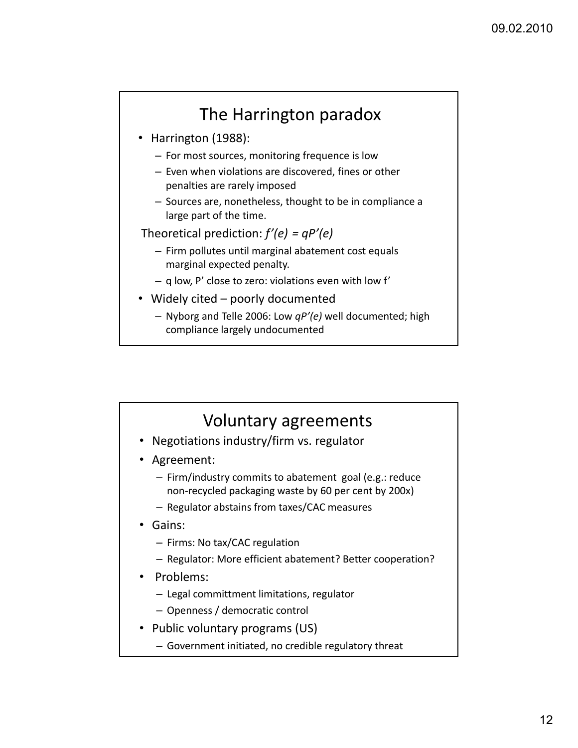## The Harrington paradox

- Harrington (1988):
  - For most sources, monitoring frequence is low
  - Even when violations are discovered, fines or other penalties are rarely imposed
  - Sources are, nonetheless, thought to be in compliance a large part of the time.

Theoretical prediction: $f'(e) = qP'(e)$

  - Firm pollutes until marginal abatement cost equals marginal expected penalty.
  - $q$ low, $P'$ close to zero: violations even with low $f'$
- Widely cited – poorly documented
  - Nyborg and Telle 2006: Low $qP'(e)$ well documented; high compliance largely undocumented

## Voluntary agreements

- Negotiations industry/firm vs. regulator
- Agreement:
  - Firm/industry commits to abatement goal (e.g.: reduce non-recycled packaging waste by 60 per cent by 200x)
  - Regulator abstains from taxes/CAC measures
- Gains:
  - Firms: No tax/CAC regulation
  - Regulator: More efficient abatement? Better cooperation?
- Problems:
  - Legal committment limitations, regulator
  - Openness / democratic control
- Public voluntary programs (US)
  - Government initiated, no credible regulatory threat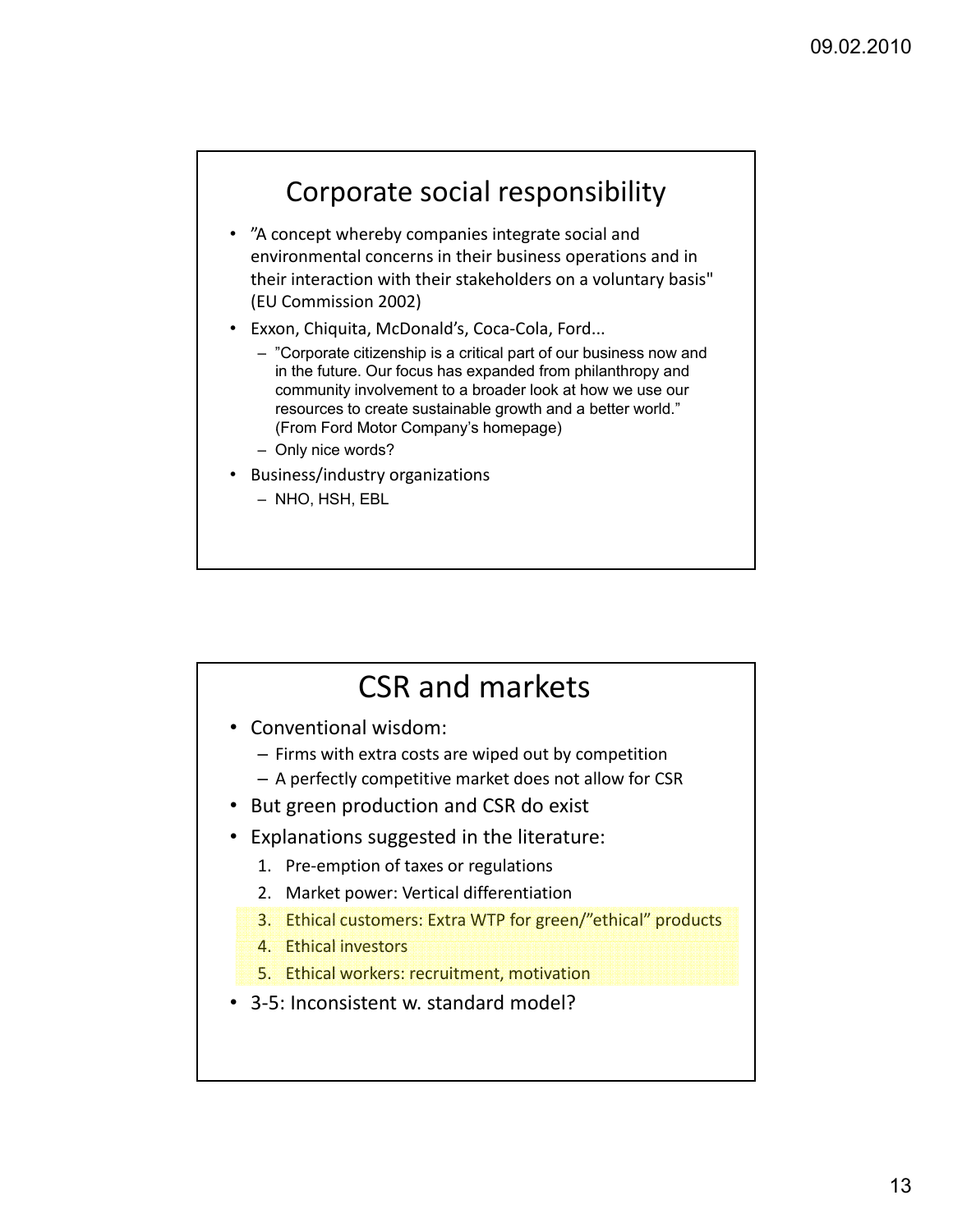## Corporate social responsibility

- "A concept whereby companies integrate social and environmental concerns in their business operations and in their interaction with their stakeholders on a voluntary basis" (EU Commission 2002)
- Exxon, Chiquita, McDonald's, Coca-Cola, Ford...
  - "Corporate citizenship is a critical part of our business now and in the future. Our focus has expanded from philanthropy and community involvement to a broader look at how we use our resources to create sustainable growth and a better world." (From Ford Motor Company's homepage)
  - Only nice words?
- Business/industry organizations
  - NHO, HSH, EBL

## CSR and markets

- Conventional wisdom:
  - Firms with extra costs are wiped out by competition
  - A perfectly competitive market does not allow for CSR
- But green production and CSR do exist
- Explanations suggested in the literature:
  1. Pre-emption of taxes or regulations
  2. Market power: Vertical differentiation
  3. Ethical customers: Extra WTP for green/"ethical" products
  4. Ethical investors
  5. Ethical workers: recruitment, motivation
- 3-5: Inconsistent w. standard model?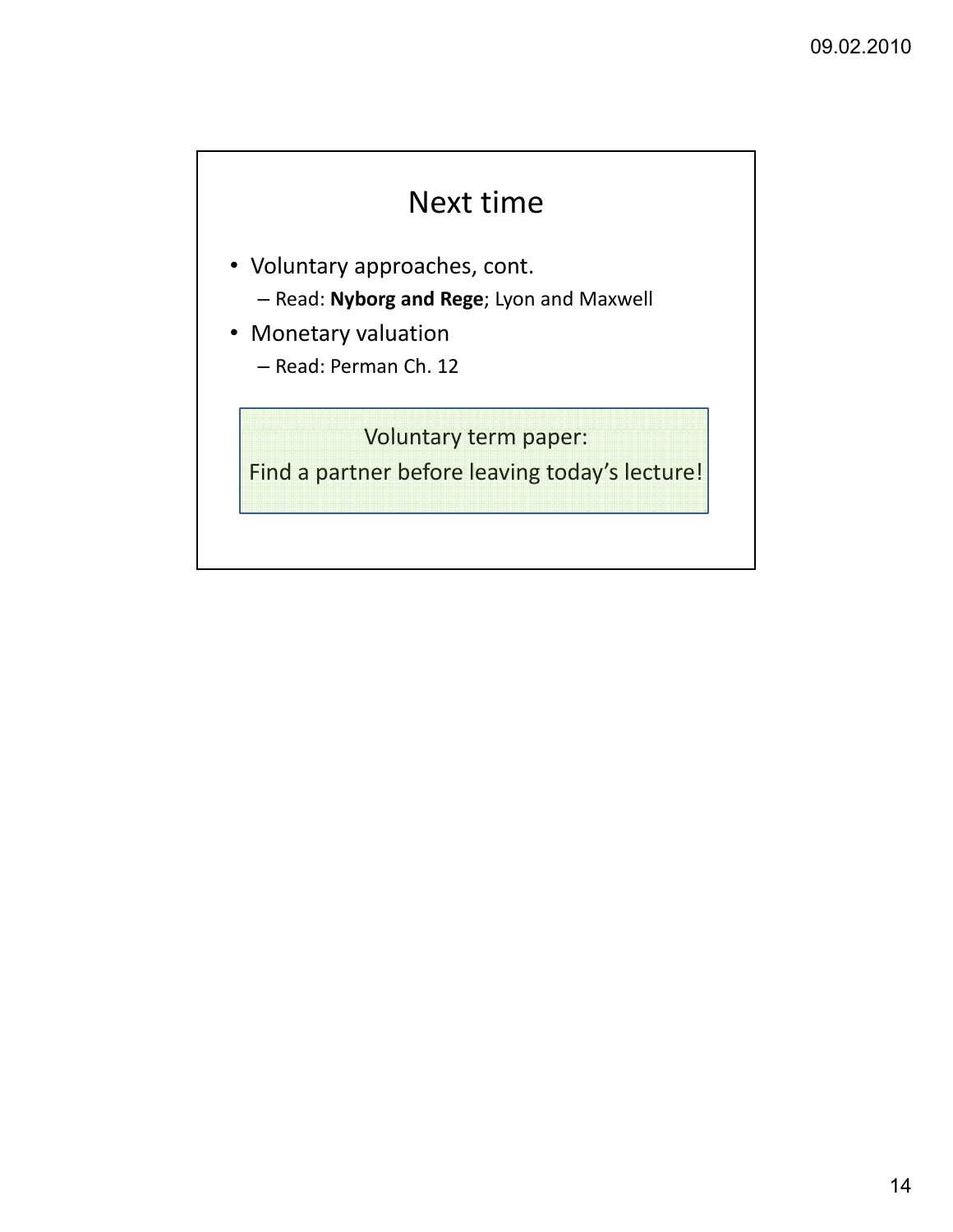# Next time

- Voluntary approaches, cont.
  - Read: **Nyborg and Rege**; Lyon and Maxwell
- Monetary valuation
  - Read: Perman Ch. 12

Voluntary term paper:
Find a partner before leaving today's lecture!